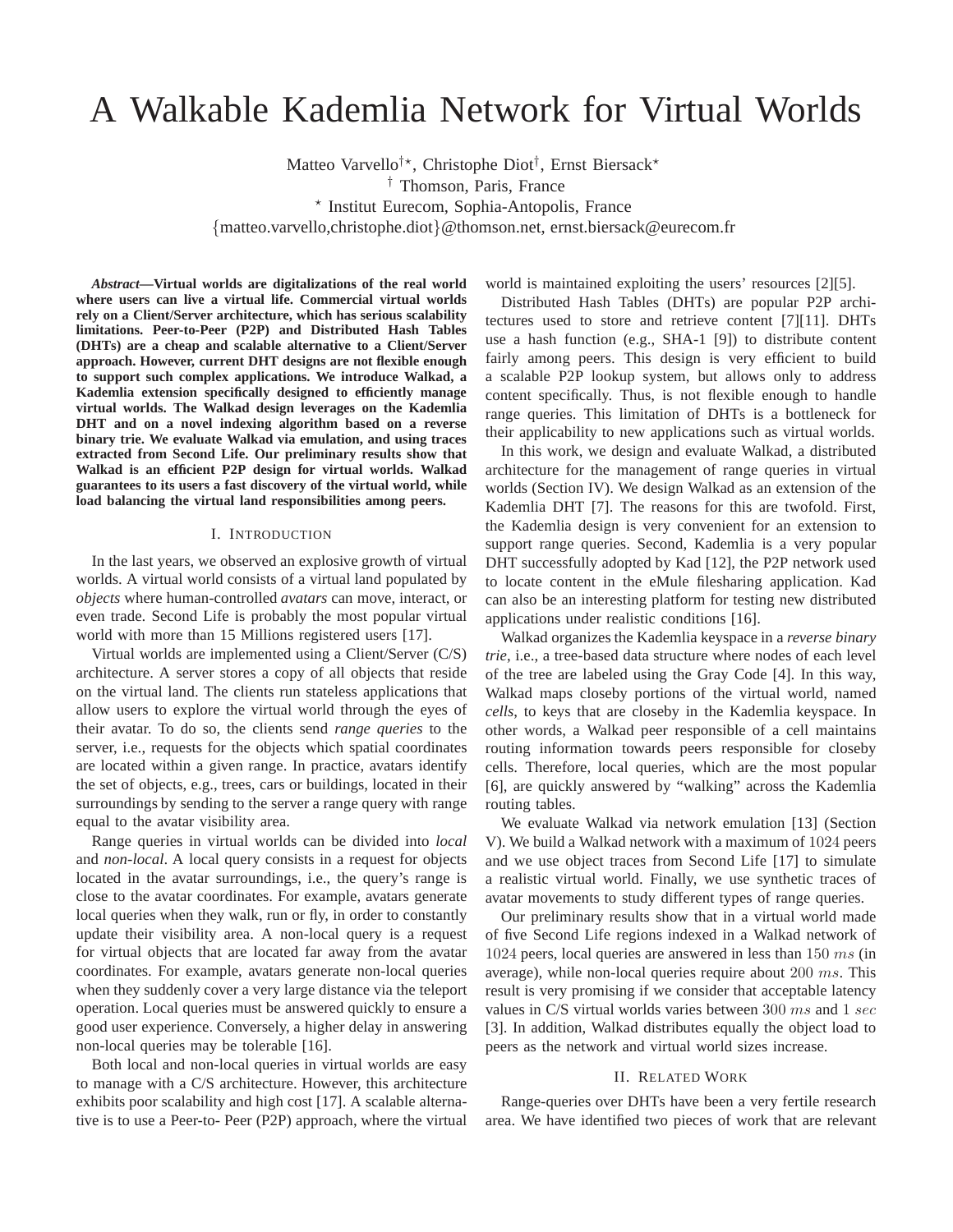# A Walkable Kademlia Network for Virtual Worlds

Matteo Varvello[†⋆], Christophe Diot[†], Ernst Biersack[⋆]

[†] Thomson, Paris, France

[⋆] Institut Eurecom, Sophia-Antopolis, France

{matteo.varvello,christophe.diot}@thomson.net, ernst.biersack@eurecom.fr

***Abstract*—Virtual worlds are digitalizations of the real world where users can live a virtual life. Commercial virtual worlds rely on a Client/Server architecture, which has serious scalability limitations. Peer-to-Peer (P2P) and Distributed Hash Tables (DHTs) are a cheap and scalable alternative to a Client/Server approach. However, current DHT designs are not flexible enough to support such complex applications. We introduce Walkad, a Kademlia extension specifically designed to efficiently manage virtual worlds. The Walkad design leverages on the Kademlia DHT and on a novel indexing algorithm based on a reverse binary trie. We evaluate Walkad via emulation, and using traces extracted from Second Life. Our preliminary results show that Walkad is an efficient P2P design for virtual worlds. Walkad guarantees to its users a fast discovery of the virtual world, while load balancing the virtual land responsibilities among peers.**

## I. Introduction

In the last years, we observed an explosive growth of virtual worlds. A virtual world consists of a virtual land populated by *objects* where human-controlled *avatars* can move, interact, or even trade. Second Life is probably the most popular virtual world with more than 15 Millions registered users [17].

Virtual worlds are implemented using a Client/Server (C/S) architecture. A server stores a copy of all objects that reside on the virtual land. The clients run stateless applications that allow users to explore the virtual world through the eyes of their avatar. To do so, the clients send *range queries* to the server, i.e., requests for the objects which spatial coordinates are located within a given range. In practice, avatars identify the set of objects, e.g., trees, cars or buildings, located in their surroundings by sending to the server a range query with range equal to the avatar visibility area.

Range queries in virtual worlds can be divided into *local* and *non-local*. A local query consists in a request for objects located in the avatar surroundings, i.e., the query's range is close to the avatar coordinates. For example, avatars generate local queries when they walk, run or fly, in order to constantly update their visibility area. A non-local query is a request for virtual objects that are located far away from the avatar coordinates. For example, avatars generate non-local queries when they suddenly cover a very large distance via the teleport operation. Local queries must be answered quickly to ensure a good user experience. Conversely, a higher delay in answering non-local queries may be tolerable [16].

Both local and non-local queries in virtual worlds are easy to manage with a C/S architecture. However, this architecture exhibits poor scalability and high cost [17]. A scalable alternative is to use a Peer-to- Peer (P2P) approach, where the virtual world is maintained exploiting the users' resources [2][5].

Distributed Hash Tables (DHTs) are popular P2P architectures used to store and retrieve content [7][11]. DHTs use a hash function (e.g., SHA-1 [9]) to distribute content fairly among peers. This design is very efficient to build a scalable P2P lookup system, but allows only to address content specifically. Thus, is not flexible enough to handle range queries. This limitation of DHTs is a bottleneck for their applicability to new applications such as virtual worlds.

In this work, we design and evaluate Walkad, a distributed architecture for the management of range queries in virtual worlds (Section IV). We design Walkad as an extension of the Kademlia DHT [7]. The reasons for this are twofold. First, the Kademlia design is very convenient for an extension to support range queries. Second, Kademlia is a very popular DHT successfully adopted by Kad [12], the P2P network used to locate content in the eMule filesharing application. Kad can also be an interesting platform for testing new distributed applications under realistic conditions [16].

Walkad organizes the Kademlia keyspace in a *reverse binary trie*, i.e., a tree-based data structure where nodes of each level of the tree are labeled using the Gray Code [4]. In this way, Walkad maps closeby portions of the virtual world, named *cells*, to keys that are closeby in the Kademlia keyspace. In other words, a Walkad peer responsible of a cell maintains routing information towards peers responsible for closeby cells. Therefore, local queries, which are the most popular [6], are quickly answered by "walking" across the Kademlia routing tables.

We evaluate Walkad via network emulation [13] (Section V). We build a Walkad network with a maximum of $1024$ peers and we use object traces from Second Life [17] to simulate a realistic virtual world. Finally, we use synthetic traces of avatar movements to study different types of range queries.

Our preliminary results show that in a virtual world made of five Second Life regions indexed in a Walkad network of $1024$ peers, local queries are answered in less than $150$ $ms$ (in average), while non-local queries require about $200$ $ms$. This result is very promising if we consider that acceptable latency values in C/S virtual worlds varies between $300$ $ms$ and $1$ $sec$ [3]. In addition, Walkad distributes equally the object load to peers as the network and virtual world sizes increase.

## II. Related Work

Range-queries over DHTs have been a very fertile research area. We have identified two pieces of work that are relevant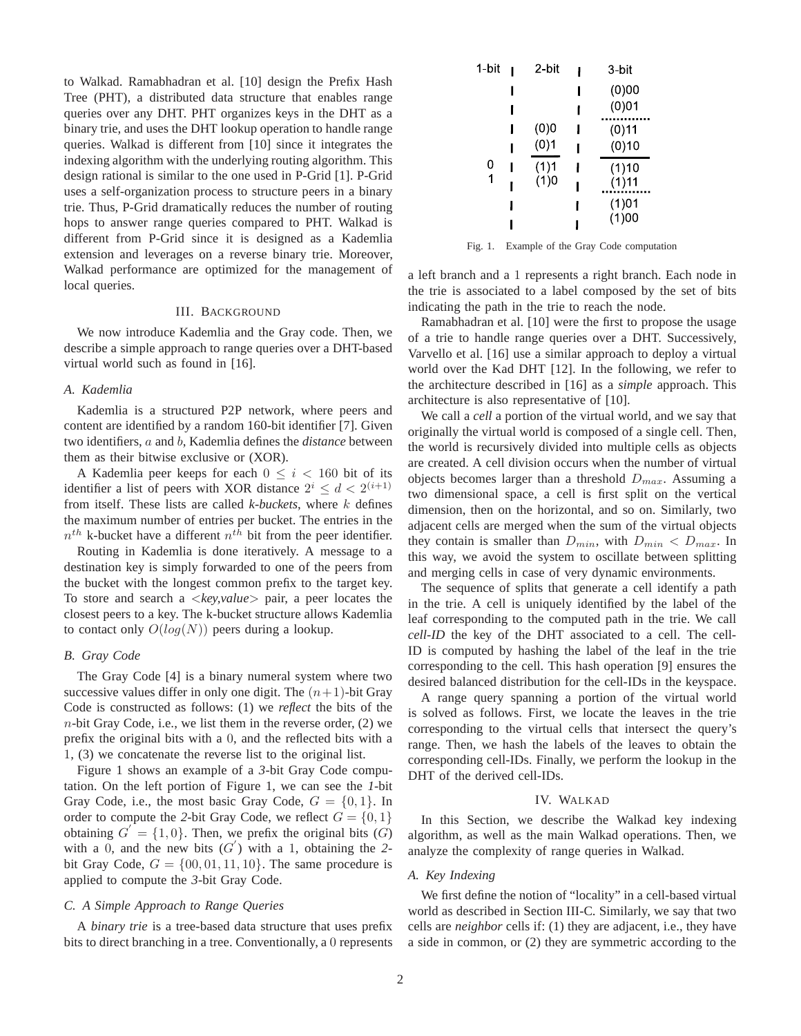to Walkad. Ramabhadran et al. [10] design the Prefix Hash Tree (PHT), a distributed data structure that enables range queries over any DHT. PHT organizes keys in the DHT as a binary trie, and uses the DHT lookup operation to handle range queries. Walkad is different from [10] since it integrates the indexing algorithm with the underlying routing algorithm. This design rational is similar to the one used in P-Grid [1]. P-Grid uses a self-organization process to structure peers in a binary trie. Thus, P-Grid dramatically reduces the number of routing hops to answer range queries compared to PHT. Walkad is different from P-Grid since it is designed as a Kademlia extension and leverages on a reverse binary trie. Moreover, Walkad performance are optimized for the management of local queries.

## III. Background

We now introduce Kademlia and the Gray code. Then, we describe a simple approach to range queries over a DHT-based virtual world such as found in [16].

### A. Kademlia

Kademlia is a structured P2P network, where peers and content are identified by a random 160-bit identifier [7]. Given two identifiers, $a$ and $b$, Kademlia defines the *distance* between them as their bitwise exclusive or (XOR).

A Kademlia peer keeps for each $0 \leq i < 160$ bit of its identifier a list of peers with XOR distance $2^i \leq d < 2^{(i+1)}$ from itself. These lists are called *k-buckets*, where $k$ defines the maximum number of entries per bucket. The entries in the $n^{th}$ k-bucket have a different $n^{th}$ bit from the peer identifier.

Routing in Kademlia is done iteratively. A message to a destination key is simply forwarded to one of the peers from the bucket with the longest common prefix to the target key. To store and search a <*key,value*> pair, a peer locates the closest peers to a key. The k-bucket structure allows Kademlia to contact only $O(log(N))$ peers during a lookup.

### B. Gray Code

The Gray Code [4] is a binary numeral system where two successive values differ in only one digit. The $(n+1)$-bit Gray Code is constructed as follows: (1) we *reflect* the bits of the $n$-bit Gray Code, i.e., we list them in the reverse order, (2) we prefix the original bits with a 0, and the reflected bits with a 1, (3) we concatenate the reverse list to the original list.

Figure 1 shows an example of a *3*-bit Gray Code computation. On the left portion of Figure 1, we can see the *1*-bit Gray Code, i.e., the most basic Gray Code, $G = \{0, 1\}$. In order to compute the *2*-bit Gray Code, we reflect $G = \{0, 1\}$ obtaining $G' = \{1, 0\}$. Then, we prefix the original bits ($G$) with a 0, and the new bits ($G'$) with a 1, obtaining the *2*-bit Gray Code, $G = \{00, 01, 11, 10\}$. The same procedure is applied to compute the *3*-bit Gray Code.

### C. A Simple Approach to Range Queries

A *binary trie* is a tree-based data structure that uses prefix bits to direct branching in a tree. Conventionally, a 0 represents a left branch and a 1 represents a right branch. Each node in the trie is associated to a label composed by the set of bits indicating the path in the trie to reach the node.

1-bit
0
1

2-bit
(0)0
(0)1
(1)1
(1)0

3-bit
(0)00
(0)01
(0)11
(0)10
(1)10
(1)11
(1)01
(1)00

Fig. 1. Example of the Gray Code computation

Ramabhadran et al. [10] were the first to propose the usage of a trie to handle range queries over a DHT. Successively, Varvello et al. [16] use a similar approach to deploy a virtual world over the Kad DHT [12]. In the following, we refer to the architecture described in [16] as a *simple* approach. This architecture is also representative of [10].

We call a *cell* a portion of the virtual world, and we say that originally the virtual world is composed of a single cell. Then, the world is recursively divided into multiple cells as objects are created. A cell division occurs when the number of virtual objects becomes larger than a threshold $D_{max}$. Assuming a two dimensional space, a cell is first split on the vertical dimension, then on the horizontal, and so on. Similarly, two adjacent cells are merged when the sum of the virtual objects they contain is smaller than $D_{min}$, with $D_{min} < D_{max}$. In this way, we avoid the system to oscillate between splitting and merging cells in case of very dynamic environments.

The sequence of splits that generate a cell identify a path in the trie. A cell is uniquely identified by the label of the leaf corresponding to the computed path in the trie. We call *cell-ID* the key of the DHT associated to a cell. The cell-ID is computed by hashing the label of the leaf in the trie corresponding to the cell. This hash operation [9] ensures the desired balanced distribution for the cell-IDs in the keyspace.

A range query spanning a portion of the virtual world is solved as follows. First, we locate the leaves in the trie corresponding to the virtual cells that intersect the query's range. Then, we hash the labels of the leaves to obtain the corresponding cell-IDs. Finally, we perform the lookup in the DHT of the derived cell-IDs.

## IV. Walkad

In this Section, we describe the Walkad key indexing algorithm, as well as the main Walkad operations. Then, we analyze the complexity of range queries in Walkad.

### A. Key Indexing

We first define the notion of "locality" in a cell-based virtual world as described in Section III-C. Similarly, we say that two cells are *neighbor* cells if: (1) they are adjacent, i.e., they have a side in common, or (2) they are symmetric according to the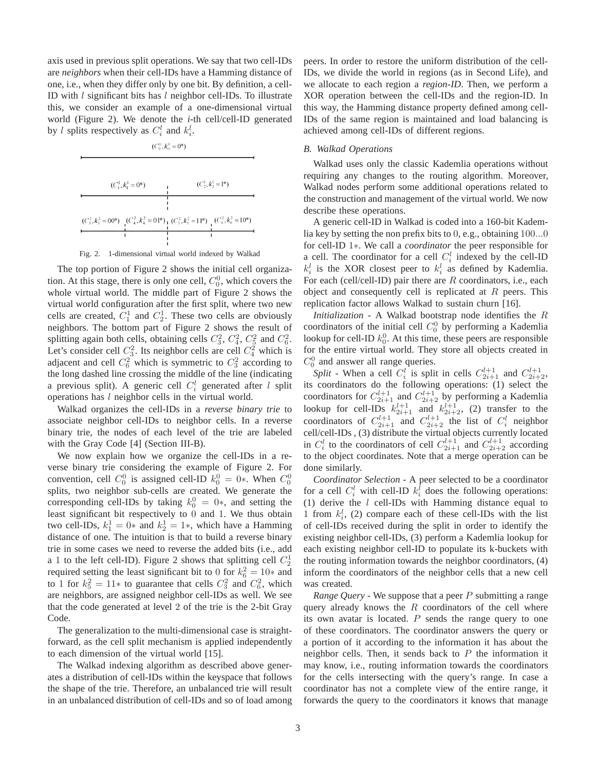axis used in previous split operations. We say that two cell-IDs are *neighbors* when their cell-IDs have a Hamming distance of one, i.e., when they differ only by one bit. By definition, a cell-ID with $l$ significant bits has $l$ neighbor cell-IDs. To illustrate this, we consider an example of a one-dimensional virtual world (Figure 2). We denote the *i*-th cell/cell-ID generated by $l$ splits respectively as $C_i^l$ and $k_i^l$.

$(C_0^0, k_0^0 = 0*)$

$(C_1^1, k_1^1 = 0*)$ $(C_2^1, k_2^1 = 1*)$

$(C_3^2, k_3^2 = 00*)$ $(C_4^2, k_4^2 = 01*)$ $(C_5^2, k_5^2 = 11*)$ $(C_6^2, k_6^2 = 10*)$

Fig. 2. 1-dimensional virtual world indexed by Walkad

The top portion of Figure 2 shows the initial cell organization. At this stage, there is only one cell, $C_0^0$, which covers the whole virtual world. The middle part of Figure 2 shows the virtual world configuration after the first split, where two new cells are created, $C_1^1$ and $C_2^1$. These two cells are obviously neighbors. The bottom part of Figure 2 shows the result of splitting again both cells, obtaining cells $C_3^2$, $C_4^2$, $C_5^2$ and $C_6^2$. Let's consider cell $C_3^2$. Its neighbor cells are cell $C_4^2$ which is adjacent and cell $C_6^2$ which is symmetric to $C_3^2$ according to the long dashed line crossing the middle of the line (indicating a previous split). A generic cell $C_i^l$ generated after $l$ split operations has $l$ neighbor cells in the virtual world.

Walkad organizes the cell-IDs in a *reverse binary trie* to associate neighbor cell-IDs to neighbor cells. In a reverse binary trie, the nodes of each level of the trie are labeled with the Gray Code [4] (Section III-B).

We now explain how we organize the cell-IDs in a reverse binary trie considering the example of Figure 2. For convention, cell $C_0^0$ is assigned cell-ID $k_0^0 = 0*$. When $C_0^0$ splits, two neighbor sub-cells are created. We generate the corresponding cell-IDs by taking $k_0^0 = 0*$, and setting the least significant bit respectively to 0 and 1. We thus obtain two cell-IDs, $k_1^1 = 0*$ and $k_2^1 = 1*$, which have a Hamming distance of one. The intuition is that to build a reverse binary trie in some cases we need to reverse the added bits (i.e., add a 1 to the left cell-ID). Figure 2 shows that splitting cell $C_2^1$ required setting the least significant bit to 0 for $k_6^2 = 10*$ and to 1 for $k_5^2 = 11*$ to guarantee that cells $C_3^2$ and $C_6^2$, which are neighbors, are assigned neighbor cell-IDs as well. We see that the code generated at level 2 of the trie is the 2-bit Gray Code.

The generalization to the multi-dimensional case is straightforward, as the cell split mechanism is applied independently to each dimension of the virtual world [15].

The Walkad indexing algorithm as described above generates a distribution of cell-IDs within the keyspace that follows the shape of the trie. Therefore, an unbalanced trie will result in an unbalanced distribution of cell-IDs and so of load among peers. In order to restore the uniform distribution of the cell-IDs, we divide the world in regions (as in Second Life), and we allocate to each region a *region-ID*. Then, we perform a XOR operation between the cell-IDs and the region-ID. In this way, the Hamming distance property defined among cell-IDs of the same region is maintained and load balancing is achieved among cell-IDs of different regions.

### B. Walkad Operations

Walkad uses only the classic Kademlia operations without requiring any changes to the routing algorithm. Moreover, Walkad nodes perform some additional operations related to the construction and management of the virtual world. We now describe these operations.

A generic cell-ID in Walkad is coded into a 160-bit Kademlia key by setting the non prefix bits to 0, e.g., obtaining $100...0$ for cell-ID $1*$. We call a *coordinator* the peer responsible for a cell. The coordinator for a cell $C_i^l$ indexed by the cell-ID $k_i^l$ is the XOR closest peer to $k_i^l$ as defined by Kademlia. For each (cell/cell-ID) pair there are $R$ coordinators, i.e., each object and consequently cell is replicated at $R$ peers. This replication factor allows Walkad to sustain churn [16].

*Initialization* - A Walkad bootstrap node identifies the $R$ coordinators of the initial cell $C_0^0$ by performing a Kademlia lookup for cell-ID $k_0^0$. At this time, these peers are responsible for the entire virtual world. They store all objects created in $C_0^0$ and answer all range queries.

*Split* - When a cell $C_i^l$ is split in cells $C_{2i+1}^{l+1}$ and $C_{2i+2}^{l+1}$, its coordinators do the following operations: (1) select the coordinators for $C_{2i+1}^{l+1}$ and $C_{2i+2}^{l+1}$ by performing a Kademlia lookup for cell-IDs $k_{2i+1}^{l+1}$ and $k_{2i+2}^{l+1}$, (2) transfer to the coordinators of $C_{2i+1}^{l+1}$ and $C_{2i+2}^{l+1}$ the list of $C_i^l$ neighbor cell/cell-IDs , (3) distribute the virtual objects currently located in $C_i^l$ to the coordinators of cell $C_{2i+1}^{l+1}$ and $C_{2i+2}^{l+1}$ according to the object coordinates. Note that a merge operation can be done similarly.

*Coordinator Selection* - A peer selected to be a coordinator for a cell $C_i^l$ with cell-ID $k_i^l$ does the following operations: (1) derive the $l$ cell-IDs with Hamming distance equal to 1 from $k_i^l$, (2) compare each of these cell-IDs with the list of cell-IDs received during the split in order to identify the existing neighbor cell-IDs, (3) perform a Kademlia lookup for each existing neighbor cell-ID to populate its k-buckets with the routing information towards the neighbor coordinators, (4) inform the coordinators of the neighbor cells that a new cell was created.

*Range Query* - We suppose that a peer $P$ submitting a range query already knows the $R$ coordinators of the cell where its own avatar is located. $P$ sends the range query to one of these coordinators. The coordinator answers the query or a portion of it according to the information it has about the neighbor cells. Then, it sends back to $P$ the information it may know, i.e., routing information towards the coordinators for the cells intersecting with the query's range. In case a coordinator has not a complete view of the entire range, it forwards the query to the coordinators it knows that manage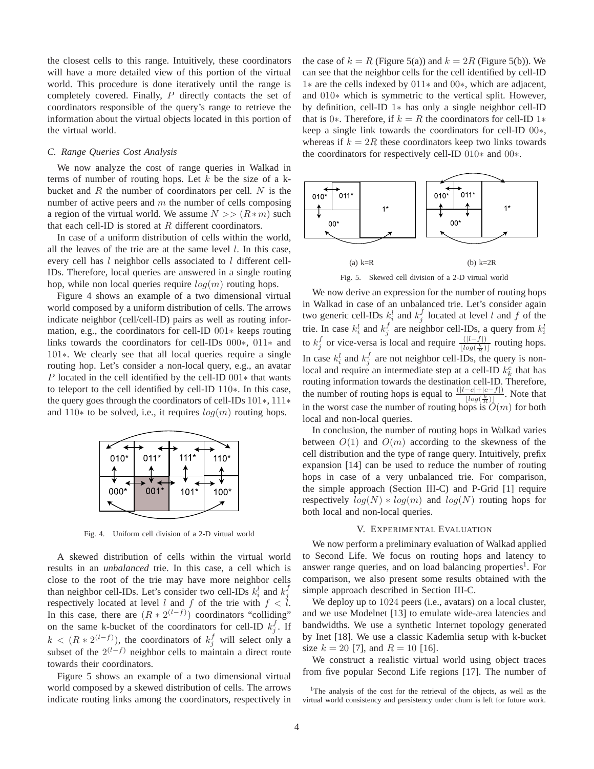the closest cells to this range. Intuitively, these coordinators will have a more detailed view of this portion of the virtual world. This procedure is done iteratively until the range is completely covered. Finally, $P$ directly contacts the set of coordinators responsible of the query's range to retrieve the information about the virtual objects located in this portion of the virtual world.

### C. Range Queries Cost Analysis

We now analyze the cost of range queries in Walkad in terms of number of routing hops. Let $k$ be the size of a k-bucket and $R$ the number of coordinators per cell. $N$ is the number of active peers and $m$ the number of cells composing a region of the virtual world. We assume $N >> (R * m)$ such that each cell-ID is stored at $R$ different coordinators.

In case of a uniform distribution of cells within the world, all the leaves of the trie are at the same level $l$. In this case, every cell has $l$ neighbor cells associated to $l$ different cell-IDs. Therefore, local queries are answered in a single routing hop, while non local queries require $log(m)$ routing hops.

Figure 4 shows an example of a two dimensional virtual world composed by a uniform distribution of cells. The arrows indicate neighbor (cell/cell-ID) pairs as well as routing information, e.g., the coordinators for cell-ID $001*$ keeps routing links towards the coordinators for cell-IDs $000*$, $011*$ and $101*$. We clearly see that all local queries require a single routing hop. Let's consider a non-local query, e.g., an avatar $P$ located in the cell identified by the cell-ID $001*$ that wants to teleport to the cell identified by cell-ID $110*$. In this case, the query goes through the coordinators of cell-IDs $101*$, $111*$ and $110*$ to be solved, i.e., it requires $log(m)$ routing hops.

010* 011* 111* 110*
000* 001* 101* 100*

Fig. 4. Uniform cell division of a 2-D virtual world

A skewed distribution of cells within the virtual world results in an *unbalanced* trie. In this case, a cell which is close to the root of the trie may have more neighbor cells than neighbor cell-IDs. Let's consider two cell-IDs $k_i^l$ and $k_j^f$ respectively located at level $l$ and $f$ of the trie with $f < l$. In this case, there are $(R * 2^{(l-f)})$ coordinators "colliding" on the same k-bucket of the coordinators for cell-ID $k_j^f$. If $k < (R * 2^{(l-f)})$, the coordinators of $k_j^f$ will select only a subset of the $2^{(l-f)}$ neighbor cells to maintain a direct route towards their coordinators.

Figure 5 shows an example of a two dimensional virtual world composed by a skewed distribution of cells. The arrows indicate routing links among the coordinators, respectively in the case of $k = R$ (Figure 5(a)) and $k = 2R$ (Figure 5(b)). We can see that the neighbor cells for the cell identified by cell-ID $1*$ are the cells indexed by $011*$ and $00*$, which are adjacent, and $010*$ which is symmetric to the vertical split. However, by definition, cell-ID $1*$ has only a single neighbor cell-ID that is $0*$. Therefore, if $k = R$ the coordinators for cell-ID $1*$ keep a single link towards the coordinators for cell-ID $00*$, whereas if $k = 2R$ these coordinators keep two links towards the coordinators for respectively cell-ID $010*$ and $00*$.

010* 011* 1* 00*

(a) k=R

010* 011* 1* 00*

(b) k=2R

Fig. 5. Skewed cell division of a 2-D virtual world

We now derive an expression for the number of routing hops in Walkad in case of an unbalanced trie. Let's consider again two generic cell-IDs $k_i^l$ and $k_j^f$ located at level $l$ and $f$ of the trie. In case $k_i^l$ and $k_j^f$ are neighbor cell-IDs, a query from $k_i^l$ to $k_j^f$ or vice-versa is local and require $\frac{(|l-f|)}{\lfloor log(\frac{k}{R}) \rfloor}$ routing hops. In case $k_i^l$ and $k_j^f$ are not neighbor cell-IDs, the query is non-local and require an intermediate step at a cell-ID $k_k^c$ that has routing information towards the destination cell-ID. Therefore, the number of routing hops is equal to $\frac{(|l-c|+|c-f|)}{\lfloor log(\frac{k}{R}) \rfloor}$. Note that in the worst case the number of routing hops is $O(m)$ for both local and non-local queries.

In conclusion, the number of routing hops in Walkad varies between $O(1)$ and $O(m)$ according to the skewness of the cell distribution and the type of range query. Intuitively, prefix expansion [14] can be used to reduce the number of routing hops in case of a very unbalanced trie. For comparison, the simple approach (Section III-C) and P-Grid [1] require respectively $log(N) * log(m)$ and $log(N)$ routing hops for both local and non-local queries.

## V. Experimental Evaluation

We now perform a preliminary evaluation of Walkad applied to Second Life. We focus on routing hops and latency to answer range queries, and on load balancing properties[1]. For comparison, we also present some results obtained with the simple approach described in Section III-C.

We deploy up to $1024$ peers (i.e., avatars) on a local cluster, and we use Modelnet [13] to emulate wide-area latencies and bandwidths. We use a synthetic Internet topology generated by Inet [18]. We use a classic Kademlia setup with k-bucket size $k = 20$ [7], and $R = 10$ [16].

We construct a realistic virtual world using object traces from five popular Second Life regions [17]. The number of

[1]The analysis of the cost for the retrieval of the objects, as well as the virtual world consistency and persistency under churn is left for future work.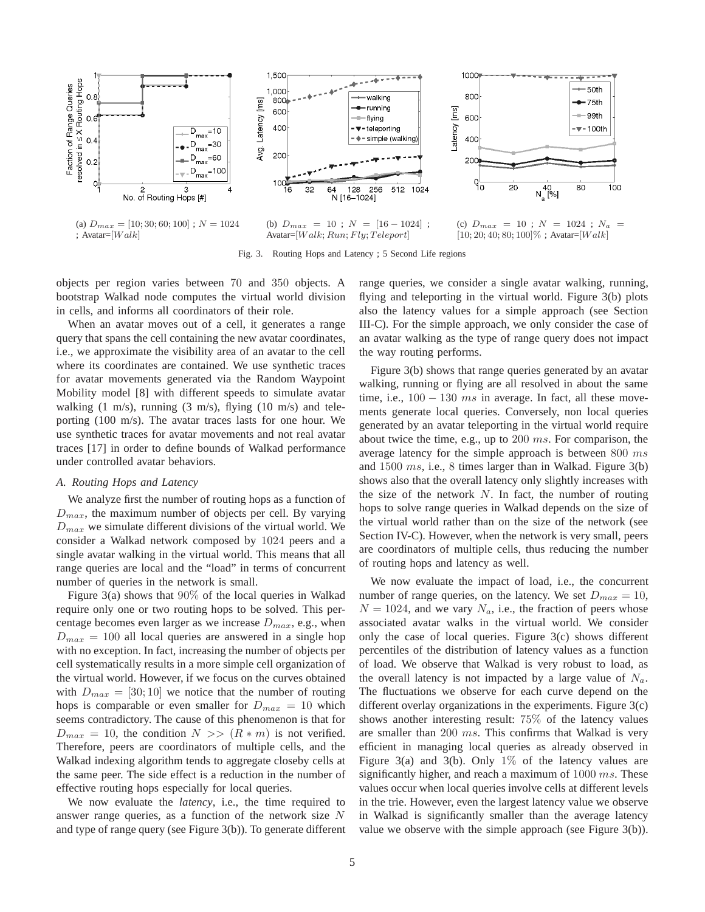Faction of Range Queries resolved in ≤ X Routing Hops

No. of Routing Hops [#]

$D_{max}$=10
$D_{max}$=30
$D_{max}$=60
$D_{max}$=100

Avg. Latency [ms]

N [16–1024]

walking
running
flying
teleporting
simple (walking)

Latency [ms]

$N_a$ [%]

50th
75th
99th
100th

(a) $D_{max} = [10; 30; 60; 100]$ ; $N = 1024$ ; Avatar=$[Walk]$

(b) $D_{max} = 10$ ; $N = [16 - 1024]$ ; Avatar=$[Walk; Run; Fly; Teleport]$

(c) $D_{max} = 10$ ; $N = 1024$ ; $N_a = [10; 20; 40; 80; 100]\%$ ; Avatar=$[Walk]$

Fig. 3. Routing Hops and Latency ; 5 Second Life regions

objects per region varies between 70 and 350 objects. A bootstrap Walkad node computes the virtual world division in cells, and informs all coordinators of their role.

When an avatar moves out of a cell, it generates a range query that spans the cell containing the new avatar coordinates, i.e., we approximate the visibility area of an avatar to the cell where its coordinates are contained. We use synthetic traces for avatar movements generated via the Random Waypoint Mobility model [8] with different speeds to simulate avatar walking (1 m/s), running (3 m/s), flying (10 m/s) and teleporting (100 m/s). The avatar traces lasts for one hour. We use synthetic traces for avatar movements and not real avatar traces [17] in order to define bounds of Walkad performance under controlled avatar behaviors.

### *A. Routing Hops and Latency*

We analyze first the number of routing hops as a function of $D_{max}$, the maximum number of objects per cell. By varying $D_{max}$ we simulate different divisions of the virtual world. We consider a Walkad network composed by 1024 peers and a single avatar walking in the virtual world. This means that all range queries are local and the "load" in terms of concurrent number of queries in the network is small.

Figure 3(a) shows that 90% of the local queries in Walkad require only one or two routing hops to be solved. This percentage becomes even larger as we increase $D_{max}$, e.g., when $D_{max} = 100$ all local queries are answered in a single hop with no exception. In fact, increasing the number of objects per cell systematically results in a more simple cell organization of the virtual world. However, if we focus on the curves obtained with $D_{max} = [30; 10]$ we notice that the number of routing hops is comparable or even smaller for $D_{max} = 10$ which seems contradictory. The cause of this phenomenon is that for $D_{max} = 10$, the condition $N >> (R * m)$ is not verified. Therefore, peers are coordinators of multiple cells, and the Walkad indexing algorithm tends to aggregate closeby cells at the same peer. The side effect is a reduction in the number of effective routing hops especially for local queries.

We now evaluate the *latency*, i.e., the time required to answer range queries, as a function of the network size $N$ and type of range query (see Figure 3(b)). To generate different range queries, we consider a single avatar walking, running, flying and teleporting in the virtual world. Figure 3(b) plots also the latency values for a simple approach (see Section III-C). For the simple approach, we only consider the case of an avatar walking as the type of range query does not impact the way routing performs.

Figure 3(b) shows that range queries generated by an avatar walking, running or flying are all resolved in about the same time, i.e., $100 - 130$ $ms$ in average. In fact, all these movements generate local queries. Conversely, non local queries generated by an avatar teleporting in the virtual world require about twice the time, e.g., up to 200 $ms$. For comparison, the average latency for the simple approach is between 800 $ms$ and 1500 $ms$, i.e., 8 times larger than in Walkad. Figure 3(b) shows also that the overall latency only slightly increases with the size of the network $N$. In fact, the number of routing hops to solve range queries in Walkad depends on the size of the virtual world rather than on the size of the network (see Section IV-C). However, when the network is very small, peers are coordinators of multiple cells, thus reducing the number of routing hops and latency as well.

We now evaluate the impact of load, i.e., the concurrent number of range queries, on the latency. We set $D_{max} = 10$, $N = 1024$, and we vary $N_a$, i.e., the fraction of peers whose associated avatar walks in the virtual world. We consider only the case of local queries. Figure 3(c) shows different percentiles of the distribution of latency values as a function of load. We observe that Walkad is very robust to load, as the overall latency is not impacted by a large value of $N_a$. The fluctuations we observe for each curve depend on the different overlay organizations in the experiments. Figure 3(c) shows another interesting result: 75% of the latency values are smaller than 200 $ms$. This confirms that Walkad is very efficient in managing local queries as already observed in Figure 3(a) and 3(b). Only 1% of the latency values are significantly higher, and reach a maximum of 1000 $ms$. These values occur when local queries involve cells at different levels in the trie. However, even the largest latency value we observe in Walkad is significantly smaller than the average latency value we observe with the simple approach (see Figure 3(b)).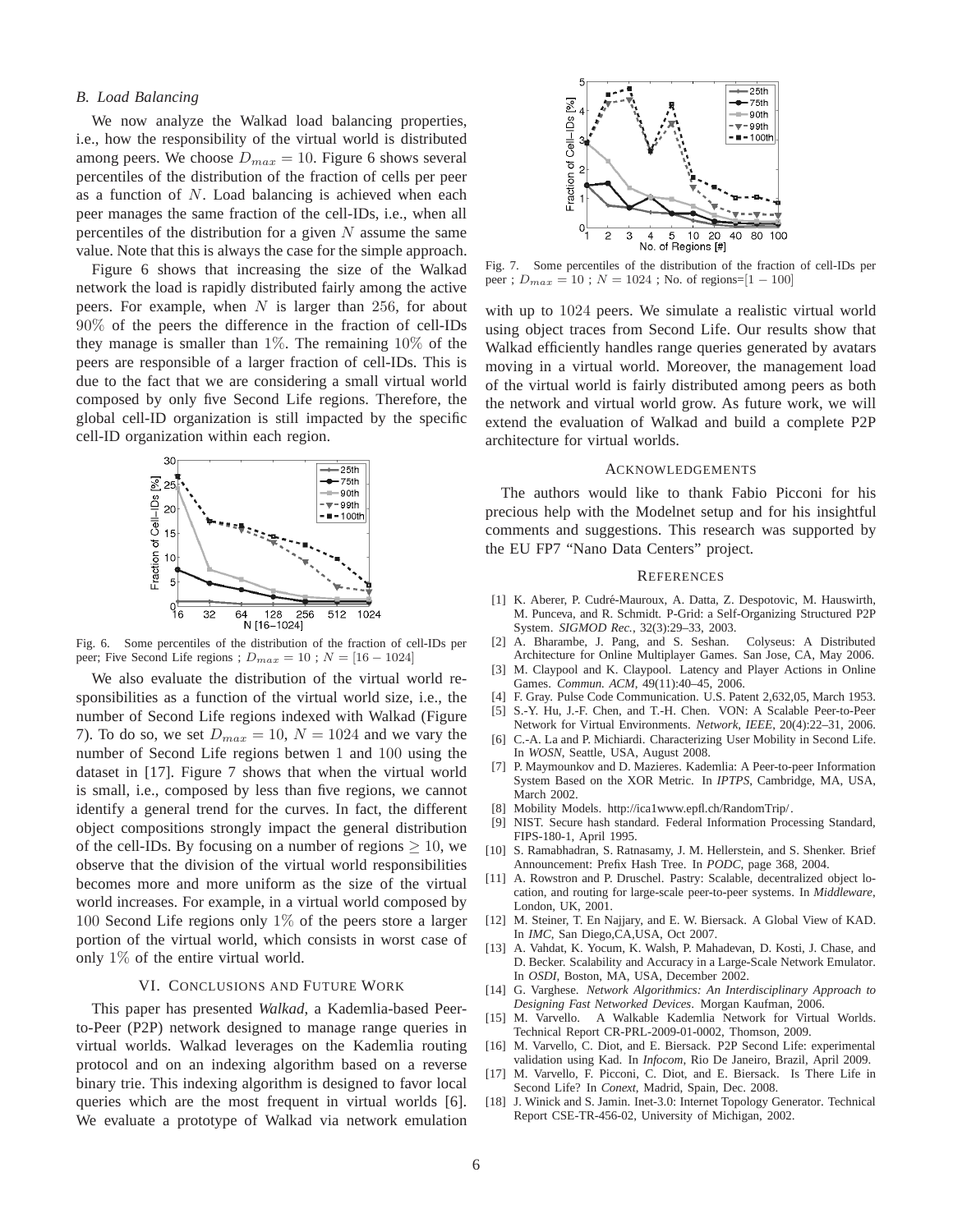### B. Load Balancing

We now analyze the Walkad load balancing properties, i.e., how the responsibility of the virtual world is distributed among peers. We choose $D_{max} = 10$. Figure 6 shows several percentiles of the distribution of the fraction of cells per peer as a function of $N$. Load balancing is achieved when each peer manages the same fraction of the cell-IDs, i.e., when all percentiles of the distribution for a given $N$ assume the same value. Note that this is always the case for the simple approach.

Figure 6 shows that increasing the size of the Walkad network the load is rapidly distributed fairly among the active peers. For example, when $N$ is larger than 256, for about 90% of the peers the difference in the fraction of cell-IDs they manage is smaller than 1%. The remaining 10% of the peers are responsible of a larger fraction of cell-IDs. This is due to the fact that we are considering a small virtual world composed by only five Second Life regions. Therefore, the global cell-ID organization is still impacted by the specific cell-ID organization within each region.

Fraction of Cell-IDs [%]
30
25
20
15
10
5
0
16 32 64 128 256 512 1024
N [16–1024]
25th
75th
90th
99th
100th

Fig. 6. Some percentiles of the distribution of the fraction of cell-IDs per peer; Five Second Life regions ; $D_{max} = 10$ ; $N = [16 - 1024]$

We also evaluate the distribution of the virtual world responsibilities as a function of the virtual world size, i.e., the number of Second Life regions indexed with Walkad (Figure 7). To do so, we set $D_{max} = 10$, $N = 1024$ and we vary the number of Second Life regions betwen 1 and 100 using the dataset in [17]. Figure 7 shows that when the virtual world is small, i.e., composed by less than five regions, we cannot identify a general trend for the curves. In fact, the different object compositions strongly impact the general distribution of the cell-IDs. By focusing on a number of regions $\geq 10$, we observe that the division of the virtual world responsibilities becomes more and more uniform as the size of the virtual world increases. For example, in a virtual world composed by 100 Second Life regions only 1% of the peers store a larger portion of the virtual world, which consists in worst case of only 1% of the entire virtual world.

Fraction of Cell-IDs [%]
5
4
3
2
1
0
1 2 3 4 5 10 20 40 80 100
No. of Regions [#]
25th
75th
90th
99th
100th

Fig. 7. Some percentiles of the distribution of the fraction of cell-IDs per peer ; $D_{max} = 10$ ; $N = 1024$ ; No. of regions=$[1 - 100]$

## VI. Conclusions and Future Work

This paper has presented *Walkad*, a Kademlia-based Peer-to-Peer (P2P) network designed to manage range queries in virtual worlds. Walkad leverages on the Kademlia routing protocol and on an indexing algorithm based on a reverse binary trie. This indexing algorithm is designed to favor local queries which are the most frequent in virtual worlds [6]. We evaluate a prototype of Walkad via network emulation with up to 1024 peers. We simulate a realistic virtual world using object traces from Second Life. Our results show that Walkad efficiently handles range queries generated by avatars moving in a virtual world. Moreover, the management load of the virtual world is fairly distributed among peers as both the network and virtual world grow. As future work, we will extend the evaluation of Walkad and build a complete P2P architecture for virtual worlds.

## Acknowledgements

The authors would like to thank Fabio Picconi for his precious help with the Modelnet setup and for his insightful comments and suggestions. This research was supported by the EU FP7 "Nano Data Centers" project.

## References

[1] K. Aberer, P. Cudré-Mauroux, A. Datta, Z. Despotovic, M. Hauswirth, M. Punceva, and R. Schmidt. P-Grid: a Self-Organizing Structured P2P System. *SIGMOD Rec.*, 32(3):29–33, 2003.

[2] A. Bharambe, J. Pang, and S. Seshan. Colyseus: A Distributed Architecture for Online Multiplayer Games. San Jose, CA, May 2006.

[3] M. Claypool and K. Claypool. Latency and Player Actions in Online Games. *Commun. ACM*, 49(11):40–45, 2006.

[4] F. Gray. Pulse Code Communication. U.S. Patent 2,632,05, March 1953.

[5] S.-Y. Hu, J.-F. Chen, and T.-H. Chen. VON: A Scalable Peer-to-Peer Network for Virtual Environments. *Network, IEEE*, 20(4):22–31, 2006.

[6] C.-A. La and P. Michiardi. Characterizing User Mobility in Second Life. In *WOSN*, Seattle, USA, August 2008.

[7] P. Maymounkov and D. Mazieres. Kademlia: A Peer-to-peer Information System Based on the XOR Metric. In *IPTPS*, Cambridge, MA, USA, March 2002.

[8] Mobility Models. http://ica1www.epfl.ch/RandomTrip/.

[9] NIST. Secure hash standard. Federal Information Processing Standard, FIPS-180-1, April 1995.

[10] S. Ramabhadran, S. Ratnasamy, J. M. Hellerstein, and S. Shenker. Brief Announcement: Prefix Hash Tree. In *PODC*, page 368, 2004.

[11] A. Rowstron and P. Druschel. Pastry: Scalable, decentralized object location, and routing for large-scale peer-to-peer systems. In *Middleware*, London, UK, 2001.

[12] M. Steiner, T. En Najjary, and E. W. Biersack. A Global View of KAD. In *IMC*, San Diego,CA,USA, Oct 2007.

[13] A. Vahdat, K. Yocum, K. Walsh, P. Mahadevan, D. Kosti, J. Chase, and D. Becker. Scalability and Accuracy in a Large-Scale Network Emulator. In *OSDI*, Boston, MA, USA, December 2002.

[14] G. Varghese. *Network Algorithmics: An Interdisciplinary Approach to Designing Fast Networked Devices*. Morgan Kaufman, 2006.

[15] M. Varvello. A Walkable Kademlia Network for Virtual Worlds. Technical Report CR-PRL-2009-01-0002, Thomson, 2009.

[16] M. Varvello, C. Diot, and E. Biersack. P2P Second Life: experimental validation using Kad. In *Infocom*, Rio De Janeiro, Brazil, April 2009.

[17] M. Varvello, F. Picconi, C. Diot, and E. Biersack. Is There Life in Second Life? In *Conext*, Madrid, Spain, Dec. 2008.

[18] J. Winick and S. Jamin. Inet-3.0: Internet Topology Generator. Technical Report CSE-TR-456-02, University of Michigan, 2002.